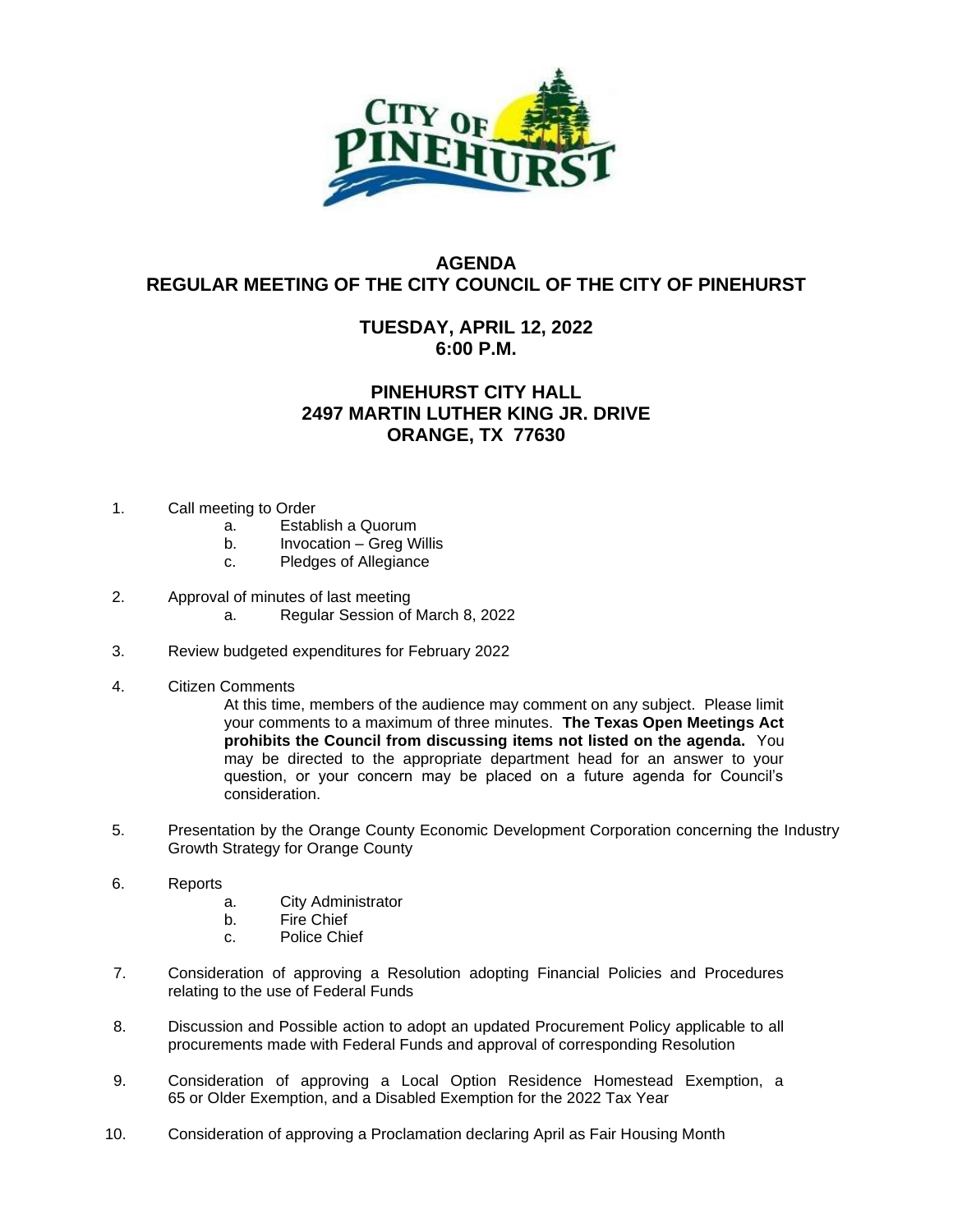# AGENDA
## REGULAR MEETING OF THE CITY COUNCIL OF THE CITY OF PINEHURST

### TUESDAY, APRIL 12, 2022
### 6:00 P.M.

### PINEHURST CITY HALL
### 2497 MARTIN LUTHER KING JR. DRIVE
### ORANGE, TX 77630

1. Call meeting to Order
   a. Establish a Quorum
   b. Invocation – Greg Willis
   c. Pledges of Allegiance

2. Approval of minutes of last meeting
   a. Regular Session of March 8, 2022

3. Review budgeted expenditures for February 2022

4. Citizen Comments
   At this time, members of the audience may comment on any subject. Please limit your comments to a maximum of three minutes. **The Texas Open Meetings Act prohibits the Council from discussing items not listed on the agenda.** You may be directed to the appropriate department head for an answer to your question, or your concern may be placed on a future agenda for Council's consideration.

5. Presentation by the Orange County Economic Development Corporation concerning the Industry Growth Strategy for Orange County

6. Reports
   a. City Administrator
   b. Fire Chief
   c. Police Chief

7. Consideration of approving a Resolution adopting Financial Policies and Procedures relating to the use of Federal Funds

8. Discussion and Possible action to adopt an updated Procurement Policy applicable to all procurements made with Federal Funds and approval of corresponding Resolution

9. Consideration of approving a Local Option Residence Homestead Exemption, a 65 or Older Exemption, and a Disabled Exemption for the 2022 Tax Year

10. Consideration of approving a Proclamation declaring April as Fair Housing Month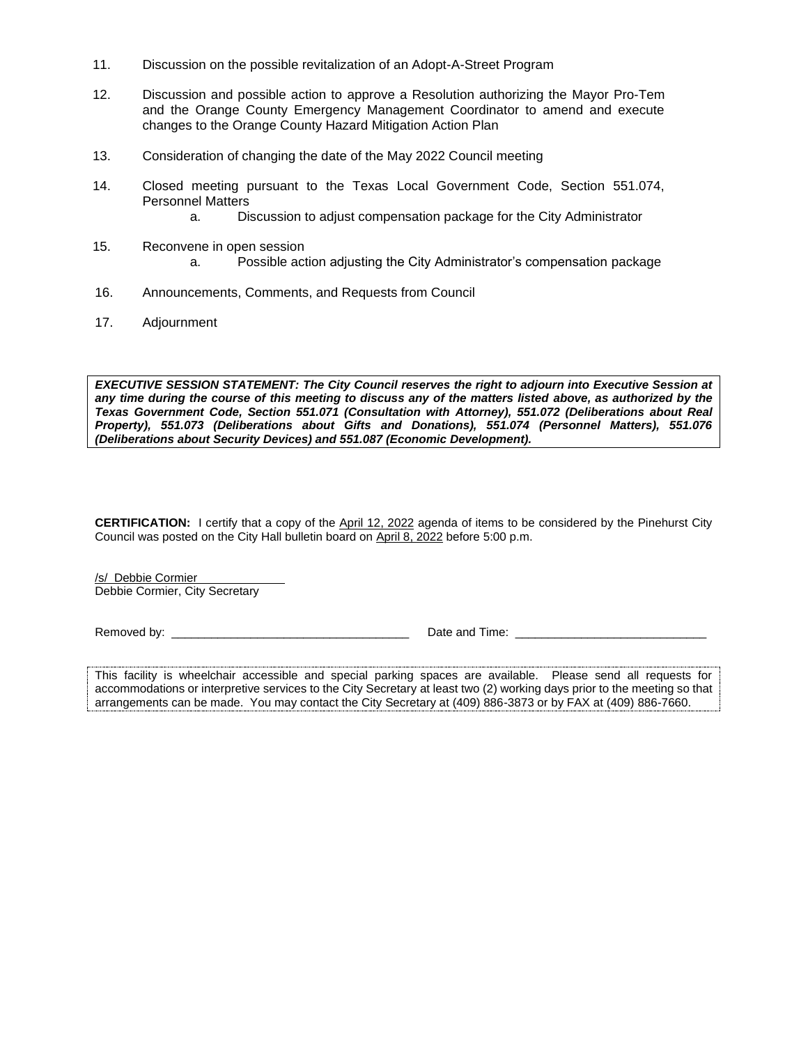11. Discussion on the possible revitalization of an Adopt-A-Street Program

12. Discussion and possible action to approve a Resolution authorizing the Mayor Pro-Tem and the Orange County Emergency Management Coordinator to amend and execute changes to the Orange County Hazard Mitigation Action Plan

13. Consideration of changing the date of the May 2022 Council meeting

14. Closed meeting pursuant to the Texas Local Government Code, Section 551.074, Personnel Matters
    a. Discussion to adjust compensation package for the City Administrator

15. Reconvene in open session
    a. Possible action adjusting the City Administrator's compensation package

16. Announcements, Comments, and Requests from Council

17. Adjournment

***EXECUTIVE SESSION STATEMENT: The City Council reserves the right to adjourn into Executive Session at any time during the course of this meeting to discuss any of the matters listed above, as authorized by the Texas Government Code, Section 551.071 (Consultation with Attorney), 551.072 (Deliberations about Real Property), 551.073 (Deliberations about Gifts and Donations), 551.074 (Personnel Matters), 551.076 (Deliberations about Security Devices) and 551.087 (Economic Development).***

**CERTIFICATION:** I certify that a copy of the April 12, 2022 agenda of items to be considered by the Pinehurst City Council was posted on the City Hall bulletin board on April 8, 2022 before 5:00 p.m.

/s/ Debbie Cormier
Debbie Cormier, City Secretary

Removed by: ____________________________________ Date and Time: _____________________________

This facility is wheelchair accessible and special parking spaces are available. Please send all requests for accommodations or interpretive services to the City Secretary at least two (2) working days prior to the meeting so that arrangements can be made. You may contact the City Secretary at (409) 886-3873 or by FAX at (409) 886-7660.